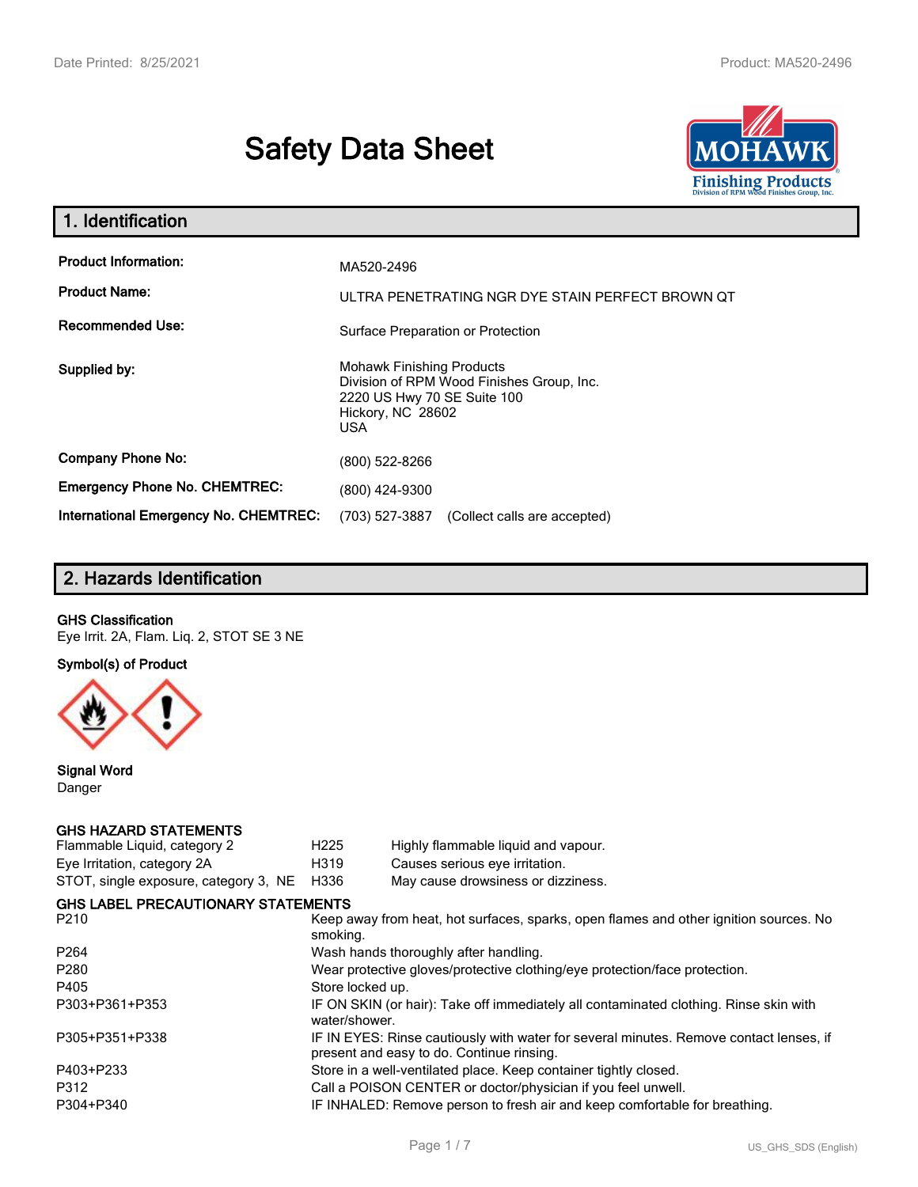# Safety Data Sheet

## 1. Identification

| | |
|---|---|
| **Product Information:** | MA520-2496 |
| **Product Name:** | ULTRA PENETRATING NGR DYE STAIN PERFECT BROWN QT |
| **Recommended Use:** | Surface Preparation or Protection |
| **Supplied by:** | Mohawk Finishing Products<br>Division of RPM Wood Finishes Group, Inc.<br>2220 US Hwy 70 SE Suite 100<br>Hickory, NC 28602<br>USA |
| **Company Phone No:** | (800) 522-8266 |
| **Emergency Phone No. CHEMTREC:** | (800) 424-9300 |
| **International Emergency No. CHEMTREC:** | (703) 527-3887 (Collect calls are accepted) |

## 2. Hazards Identification

**GHS Classification**

Eye Irrit. 2A, Flam. Liq. 2, STOT SE 3 NE

**Symbol(s) of Product**

**Signal Word**

Danger

**GHS HAZARD STATEMENTS**

| | | |
|---|---|---|
| Flammable Liquid, category 2 | H225 | Highly flammable liquid and vapour. |
| Eye Irritation, category 2A | H319 | Causes serious eye irritation. |
| STOT, single exposure, category 3, NE | H336 | May cause drowsiness or dizziness. |

**GHS LABEL PRECAUTIONARY STATEMENTS**

| | |
|---|---|
| P210 | Keep away from heat, hot surfaces, sparks, open flames and other ignition sources. No smoking. |
| P264 | Wash hands thoroughly after handling. |
| P280 | Wear protective gloves/protective clothing/eye protection/face protection. |
| P405 | Store locked up. |
| P303+P361+P353 | IF ON SKIN (or hair): Take off immediately all contaminated clothing. Rinse skin with water/shower. |
| P305+P351+P338 | IF IN EYES: Rinse cautiously with water for several minutes. Remove contact lenses, if present and easy to do. Continue rinsing. |
| P403+P233 | Store in a well-ventilated place. Keep container tightly closed. |
| P312 | Call a POISON CENTER or doctor/physician if you feel unwell. |
| P304+P340 | IF INHALED: Remove person to fresh air and keep comfortable for breathing. |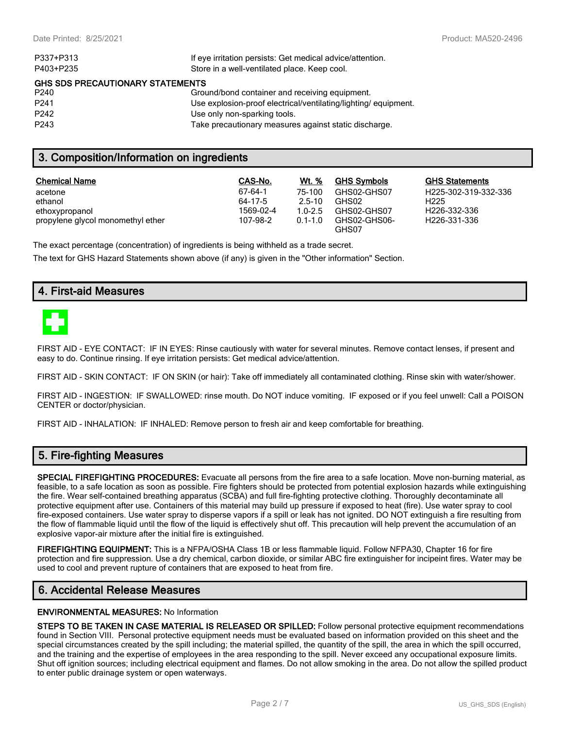| | |
|---|---|
| P337+P313 | If eye irritation persists: Get medical advice/attention. |
| P403+P235 | Store in a well-ventilated place. Keep cool. |

**GHS SDS PRECAUTIONARY STATEMENTS**

| | |
|---|---|
| P240 | Ground/bond container and receiving equipment. |
| P241 | Use explosion-proof electrical/ventilating/lighting/ equipment. |
| P242 | Use only non-sparking tools. |
| P243 | Take precautionary measures against static discharge. |

## 3. Composition/Information on ingredients

| Chemical Name | CAS-No. | Wt. % | GHS Symbols | GHS Statements |
|---|---|---|---|---|
| acetone | 67-64-1 | 75-100 | GHS02-GHS07 | H225-302-319-332-336 |
| ethanol | 64-17-5 | 2.5-10 | GHS02 | H225 |
| ethoxypropanol | 1569-02-4 | 1.0-2.5 | GHS02-GHS07 | H226-332-336 |
| propylene glycol monomethyl ether | 107-98-2 | 0.1-1.0 | GHS02-GHS06-GHS07 | H226-331-336 |

The exact percentage (concentration) of ingredients is being withheld as a trade secret.

The text for GHS Hazard Statements shown above (if any) is given in the "Other information" Section.

## 4. First-aid Measures

FIRST AID - EYE CONTACT: IF IN EYES: Rinse cautiously with water for several minutes. Remove contact lenses, if present and easy to do. Continue rinsing. If eye irritation persists: Get medical advice/attention.

FIRST AID - SKIN CONTACT: IF ON SKIN (or hair): Take off immediately all contaminated clothing. Rinse skin with water/shower.

FIRST AID - INGESTION: IF SWALLOWED: rinse mouth. Do NOT induce vomiting. IF exposed or if you feel unwell: Call a POISON CENTER or doctor/physician.

FIRST AID - INHALATION: IF INHALED: Remove person to fresh air and keep comfortable for breathing.

## 5. Fire-fighting Measures

**SPECIAL FIREFIGHTING PROCEDURES:** Evacuate all persons from the fire area to a safe location. Move non-burning material, as feasible, to a safe location as soon as possible. Fire fighters should be protected from potential explosion hazards while extinguishing the fire. Wear self-contained breathing apparatus (SCBA) and full fire-fighting protective clothing. Thoroughly decontaminate all protective equipment after use. Containers of this material may build up pressure if exposed to heat (fire). Use water spray to cool fire-exposed containers. Use water spray to disperse vapors if a spill or leak has not ignited. DO NOT extinguish a fire resulting from the flow of flammable liquid until the flow of the liquid is effectively shut off. This precaution will help prevent the accumulation of an explosive vapor-air mixture after the initial fire is extinguished.

**FIREFIGHTING EQUIPMENT:** This is a NFPA/OSHA Class 1B or less flammable liquid. Follow NFPA30, Chapter 16 for fire protection and fire suppression. Use a dry chemical, carbon dioxide, or similar ABC fire extinguisher for incipeint fires. Water may be used to cool and prevent rupture of containers that are exposed to heat from fire.

## 6. Accidental Release Measures

**ENVIRONMENTAL MEASURES:** No Information

**STEPS TO BE TAKEN IN CASE MATERIAL IS RELEASED OR SPILLED:** Follow personal protective equipment recommendations found in Section VIII. Personal protective equipment needs must be evaluated based on information provided on this sheet and the special circumstances created by the spill including; the material spilled, the quantity of the spill, the area in which the spill occurred, and the training and the expertise of employees in the area responding to the spill. Never exceed any occupational exposure limits. Shut off ignition sources; including electrical equipment and flames. Do not allow smoking in the area. Do not allow the spilled product to enter public drainage system or open waterways.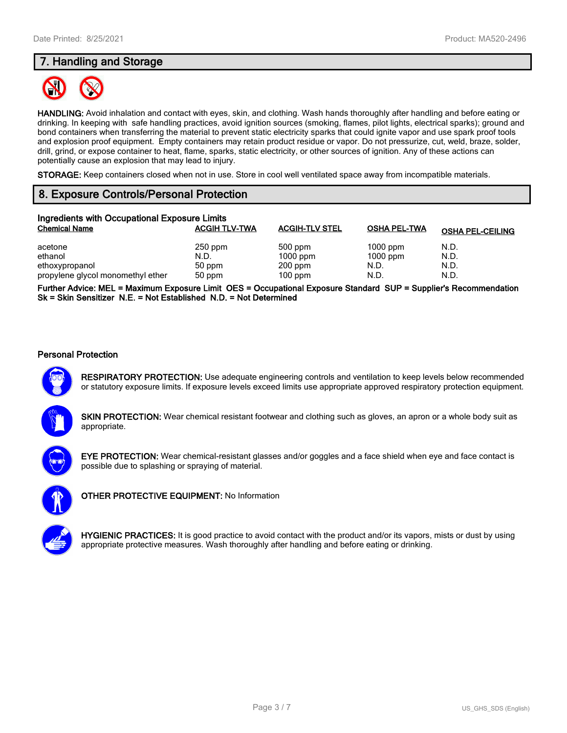## 7. Handling and Storage

**HANDLING:** Avoid inhalation and contact with eyes, skin, and clothing. Wash hands thoroughly after handling and before eating or drinking. In keeping with safe handling practices, avoid ignition sources (smoking, flames, pilot lights, electrical sparks); ground and bond containers when transferring the material to prevent static electricity sparks that could ignite vapor and use spark proof tools and explosion proof equipment. Empty containers may retain product residue or vapor. Do not pressurize, cut, weld, braze, solder, drill, grind, or expose container to heat, flame, sparks, static electricity, or other sources of ignition. Any of these actions can potentially cause an explosion that may lead to injury.

**STORAGE:** Keep containers closed when not in use. Store in cool well ventilated space away from incompatible materials.

## 8. Exposure Controls/Personal Protection

### Ingredients with Occupational Exposure Limits

| Chemical Name | ACGIH TLV-TWA | ACGIH-TLV STEL | OSHA PEL-TWA | OSHA PEL-CEILING |
|---|---|---|---|---|
| acetone | 250 ppm | 500 ppm | 1000 ppm | N.D. |
| ethanol | N.D. | 1000 ppm | 1000 ppm | N.D. |
| ethoxypropanol | 50 ppm | 200 ppm | N.D. | N.D. |
| propylene glycol monomethyl ether | 50 ppm | 100 ppm | N.D. | N.D. |

**Further Advice: MEL = Maximum Exposure Limit OES = Occupational Exposure Standard SUP = Supplier's Recommendation Sk = Skin Sensitizer N.E. = Not Established N.D. = Not Determined**

### Personal Protection

**RESPIRATORY PROTECTION:** Use adequate engineering controls and ventilation to keep levels below recommended or statutory exposure limits. If exposure levels exceed limits use appropriate approved respiratory protection equipment.

**SKIN PROTECTION:** Wear chemical resistant footwear and clothing such as gloves, an apron or a whole body suit as appropriate.

**EYE PROTECTION:** Wear chemical-resistant glasses and/or goggles and a face shield when eye and face contact is possible due to splashing or spraying of material.

**OTHER PROTECTIVE EQUIPMENT:** No Information

**HYGIENIC PRACTICES:** It is good practice to avoid contact with the product and/or its vapors, mists or dust by using appropriate protective measures. Wash thoroughly after handling and before eating or drinking.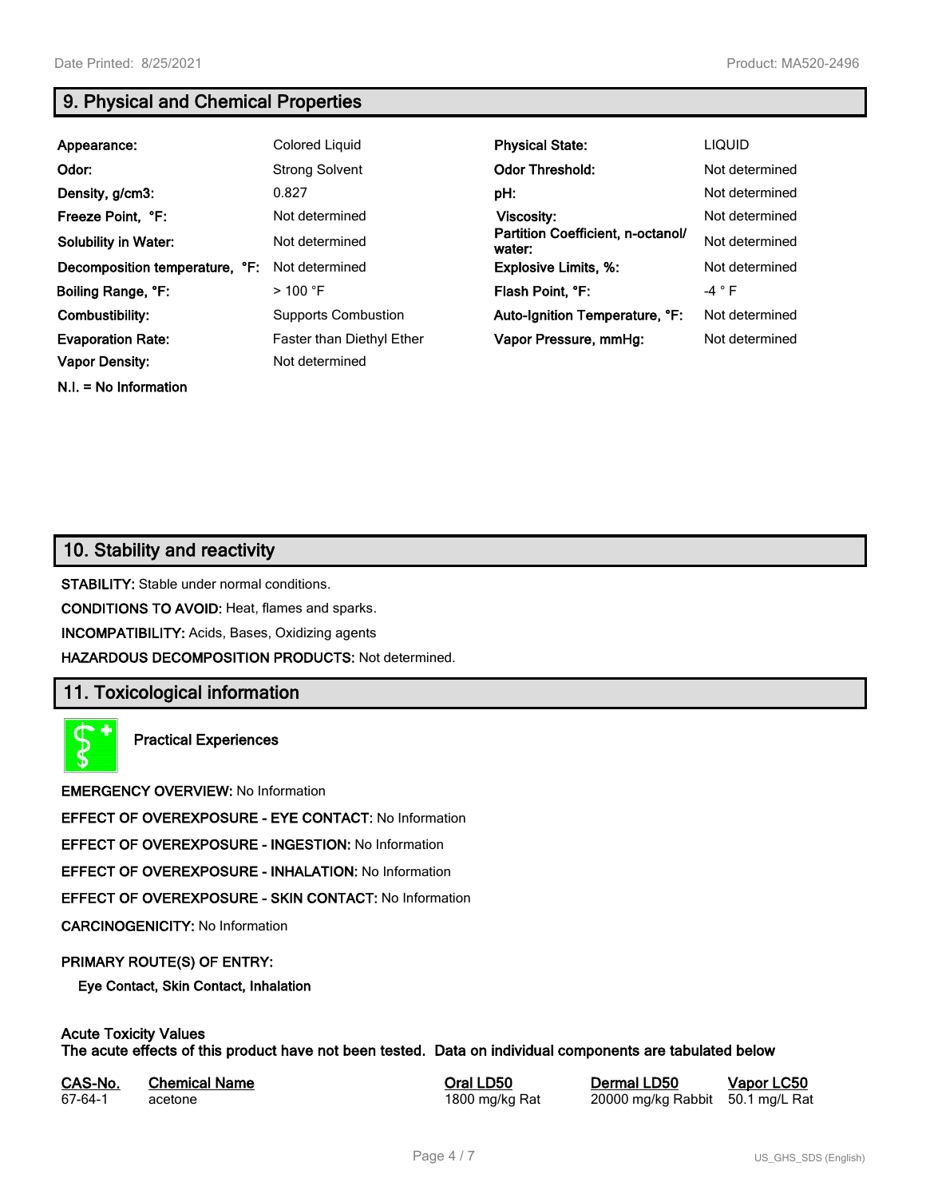## 9. Physical and Chemical Properties

| | | | |
|---|---|---|---|
| **Appearance:** | Colored Liquid | **Physical State:** | LIQUID |
| **Odor:** | Strong Solvent | **Odor Threshold:** | Not determined |
| **Density, g/cm3:** | 0.827 | **pH:** | Not determined |
| **Freeze Point, °F:** | Not determined | **Viscosity:** | Not determined |
| **Solubility in Water:** | Not determined | **Partition Coefficient, n-octanol/ water:** | Not determined |
| **Decomposition temperature, °F:** | Not determined | **Explosive Limits, %:** | Not determined |
| **Boiling Range, °F:** | > 100 °F | **Flash Point, °F:** | -4 ° F |
| **Combustibility:** | Supports Combustion | **Auto-Ignition Temperature, °F:** | Not determined |
| **Evaporation Rate:** | Faster than Diethyl Ether | **Vapor Pressure, mmHg:** | Not determined |
| **Vapor Density:** | Not determined | | |

**N.I. = No Information**

## 10. Stability and reactivity

**STABILITY:** Stable under normal conditions.

**CONDITIONS TO AVOID:** Heat, flames and sparks.

**INCOMPATIBILITY:** Acids, Bases, Oxidizing agents

**HAZARDOUS DECOMPOSITION PRODUCTS:** Not determined.

## 11. Toxicological information

**Practical Experiences**

**EMERGENCY OVERVIEW:** No Information

**EFFECT OF OVEREXPOSURE - EYE CONTACT:** No Information

**EFFECT OF OVEREXPOSURE - INGESTION:** No Information

**EFFECT OF OVEREXPOSURE - INHALATION:** No Information

**EFFECT OF OVEREXPOSURE - SKIN CONTACT:** No Information

**CARCINOGENICITY:** No Information

**PRIMARY ROUTE(S) OF ENTRY:**

**Eye Contact, Skin Contact, Inhalation**

**Acute Toxicity Values**
**The acute effects of this product have not been tested. Data on individual components are tabulated below**

| CAS-No. | Chemical Name | Oral LD50 | Dermal LD50 | Vapor LC50 |
|---|---|---|---|---|
| 67-64-1 | acetone | 1800 mg/kg Rat | 20000 mg/kg Rabbit | 50.1 mg/L Rat |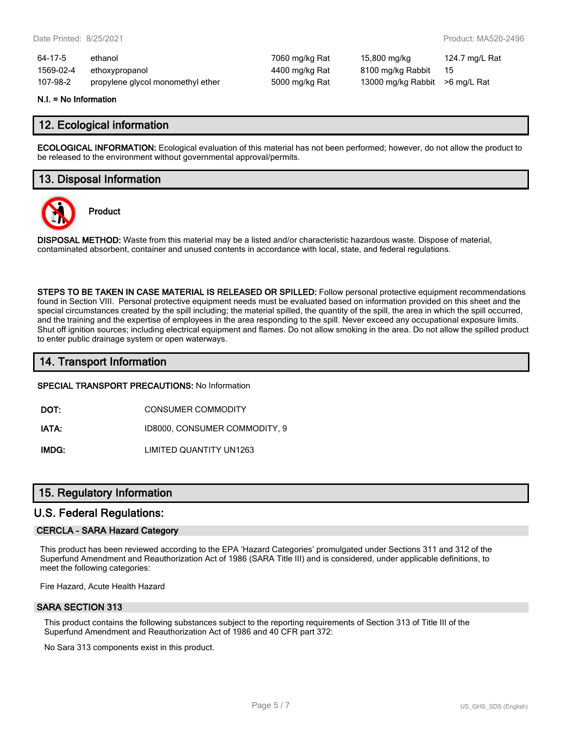| | | | | |
|---|---|---|---|---|
| 64-17-5 | ethanol | 7060 mg/kg Rat | 15,800 mg/kg | 124.7 mg/L Rat |
| 1569-02-4 | ethoxypropanol | 4400 mg/kg Rat | 8100 mg/kg Rabbit | 15 |
| 107-98-2 | propylene glycol monomethyl ether | 5000 mg/kg Rat | 13000 mg/kg Rabbit | >6 mg/L Rat |

**N.I. = No Information**

## 12. Ecological information

**ECOLOGICAL INFORMATION:** Ecological evaluation of this material has not been performed; however, do not allow the product to be released to the environment without governmental approval/permits.

## 13. Disposal Information

**Product**

**DISPOSAL METHOD:** Waste from this material may be a listed and/or characteristic hazardous waste. Dispose of material, contaminated absorbent, container and unused contents in accordance with local, state, and federal regulations.

**STEPS TO BE TAKEN IN CASE MATERIAL IS RELEASED OR SPILLED:** Follow personal protective equipment recommendations found in Section VIII. Personal protective equipment needs must be evaluated based on information provided on this sheet and the special circumstances created by the spill including; the material spilled, the quantity of the spill, the area in which the spill occurred, and the training and the expertise of employees in the area responding to the spill. Never exceed any occupational exposure limits. Shut off ignition sources; including electrical equipment and flames. Do not allow smoking in the area. Do not allow the spilled product to enter public drainage system or open waterways.

## 14. Transport Information

**SPECIAL TRANSPORT PRECAUTIONS:** No Information

| | |
|---|---|
| **DOT:** | CONSUMER COMMODITY |
| **IATA:** | ID8000, CONSUMER COMMODITY, 9 |
| **IMDG:** | LIMITED QUANTITY UN1263 |

## 15. Regulatory Information

## U.S. Federal Regulations:

### CERCLA - SARA Hazard Category

This product has been reviewed according to the EPA 'Hazard Categories' promulgated under Sections 311 and 312 of the Superfund Amendment and Reauthorization Act of 1986 (SARA Title III) and is considered, under applicable definitions, to meet the following categories:

Fire Hazard, Acute Health Hazard

### SARA SECTION 313

This product contains the following substances subject to the reporting requirements of Section 313 of Title III of the Superfund Amendment and Reauthorization Act of 1986 and 40 CFR part 372:

No Sara 313 components exist in this product.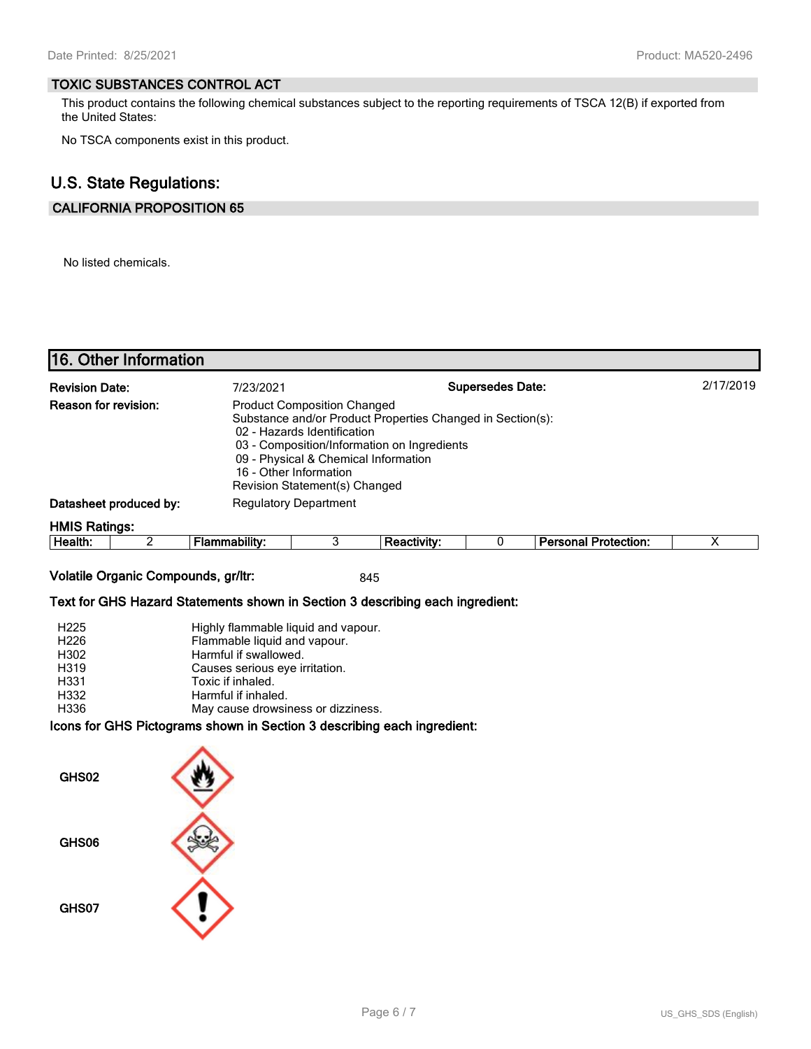### TOXIC SUBSTANCES CONTROL ACT

This product contains the following chemical substances subject to the reporting requirements of TSCA 12(B) if exported from the United States:

No TSCA components exist in this product.

## U.S. State Regulations:

### CALIFORNIA PROPOSITION 65

No listed chemicals.

## 16. Other Information

| | | | |
|---|---|---|---|
| **Revision Date:** | 7/23/2021 | **Supersedes Date:** | 2/17/2019 |

**Reason for revision:** Product Composition Changed
Substance and/or Product Properties Changed in Section(s):
- 02 - Hazards Identification
- 03 - Composition/Information on Ingredients
- 09 - Physical & Chemical Information
- 16 - Other Information

Revision Statement(s) Changed

**Datasheet produced by:** Regulatory Department

**HMIS Ratings:**

| Health: | 2 | Flammability: | 3 | Reactivity: | 0 | Personal Protection: | X |
|---|---|---|---|---|---|---|---|

**Volatile Organic Compounds, gr/ltr:** 845

**Text for GHS Hazard Statements shown in Section 3 describing each ingredient:**

| | |
|---|---|
| H225 | Highly flammable liquid and vapour. |
| H226 | Flammable liquid and vapour. |
| H302 | Harmful if swallowed. |
| H319 | Causes serious eye irritation. |
| H331 | Toxic if inhaled. |
| H332 | Harmful if inhaled. |
| H336 | May cause drowsiness or dizziness. |

**Icons for GHS Pictograms shown in Section 3 describing each ingredient:**

GHS02

GHS06

GHS07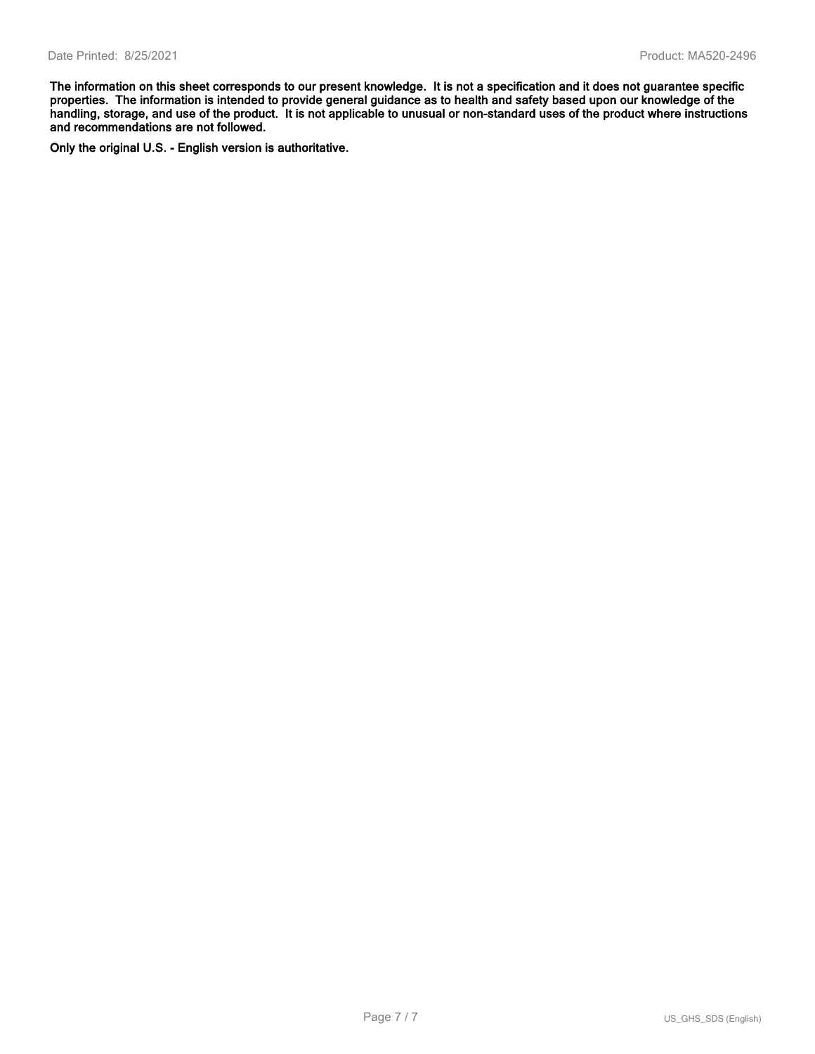**The information on this sheet corresponds to our present knowledge. It is not a specification and it does not guarantee specific properties. The information is intended to provide general guidance as to health and safety based upon our knowledge of the handling, storage, and use of the product. It is not applicable to unusual or non-standard uses of the product where instructions and recommendations are not followed.**

**Only the original U.S. - English version is authoritative.**